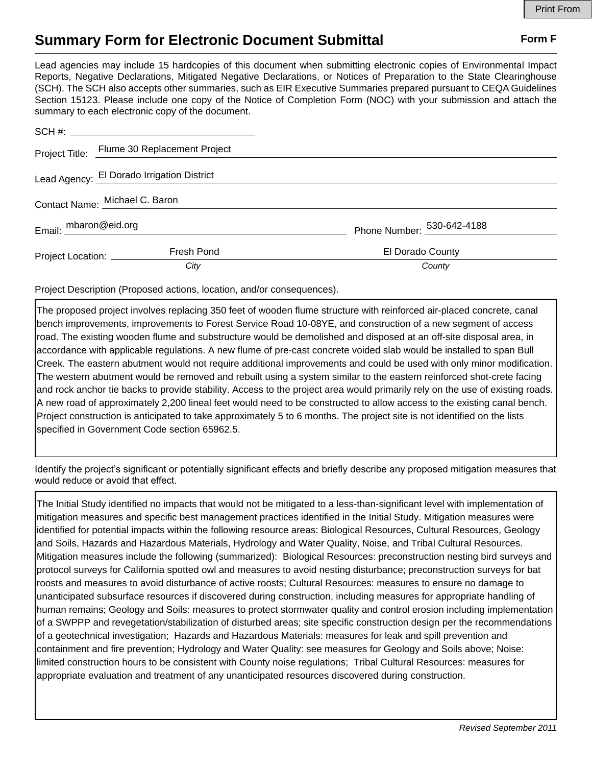Print From

# Summary Form for Electronic Document Submittal

**Form F**

Lead agencies may include 15 hardcopies of this document when submitting electronic copies of Environmental Impact Reports, Negative Declarations, Mitigated Negative Declarations, or Notices of Preparation to the State Clearinghouse (SCH). The SCH also accepts other summaries, such as EIR Executive Summaries prepared pursuant to CEQA Guidelines Section 15123. Please include one copy of the Notice of Completion Form (NOC) with your submission and attach the summary to each electronic copy of the document.

SCH #: 

Project Title: Flume 30 Replacement Project

Lead Agency: El Dorado Irrigation District

Contact Name: Michael C. Baron

Email: mbaron@eid.org Phone Number: 530-642-4188

Project Location: Fresh Pond (*City*) El Dorado County (*County*)

Project Description (Proposed actions, location, and/or consequences).

The proposed project involves replacing 350 feet of wooden flume structure with reinforced air-placed concrete, canal bench improvements, improvements to Forest Service Road 10-08YE, and construction of a new segment of access road. The existing wooden flume and substructure would be demolished and disposed at an off-site disposal area, in accordance with applicable regulations. A new flume of pre-cast concrete voided slab would be installed to span Bull Creek. The eastern abutment would not require additional improvements and could be used with only minor modification. The western abutment would be removed and rebuilt using a system similar to the eastern reinforced shot-crete facing and rock anchor tie backs to provide stability. Access to the project area would primarily rely on the use of existing roads. A new road of approximately 2,200 lineal feet would need to be constructed to allow access to the existing canal bench. Project construction is anticipated to take approximately 5 to 6 months. The project site is not identified on the lists specified in Government Code section 65962.5.

Identify the project's significant or potentially significant effects and briefly describe any proposed mitigation measures that would reduce or avoid that effect.

The Initial Study identified no impacts that would not be mitigated to a less-than-significant level with implementation of mitigation measures and specific best management practices identified in the Initial Study. Mitigation measures were identified for potential impacts within the following resource areas: Biological Resources, Cultural Resources, Geology and Soils, Hazards and Hazardous Materials, Hydrology and Water Quality, Noise, and Tribal Cultural Resources. Mitigation measures include the following (summarized): Biological Resources: preconstruction nesting bird surveys and protocol surveys for California spotted owl and measures to avoid nesting disturbance; preconstruction surveys for bat roosts and measures to avoid disturbance of active roosts; Cultural Resources: measures to ensure no damage to unanticipated subsurface resources if discovered during construction, including measures for appropriate handling of human remains; Geology and Soils: measures to protect stormwater quality and control erosion including implementation of a SWPPP and revegetation/stabilization of disturbed areas; site specific construction design per the recommendations of a geotechnical investigation; Hazards and Hazardous Materials: measures for leak and spill prevention and containment and fire prevention; Hydrology and Water Quality: see measures for Geology and Soils above; Noise: limited construction hours to be consistent with County noise regulations; Tribal Cultural Resources: measures for appropriate evaluation and treatment of any unanticipated resources discovered during construction.

*Revised September 2011*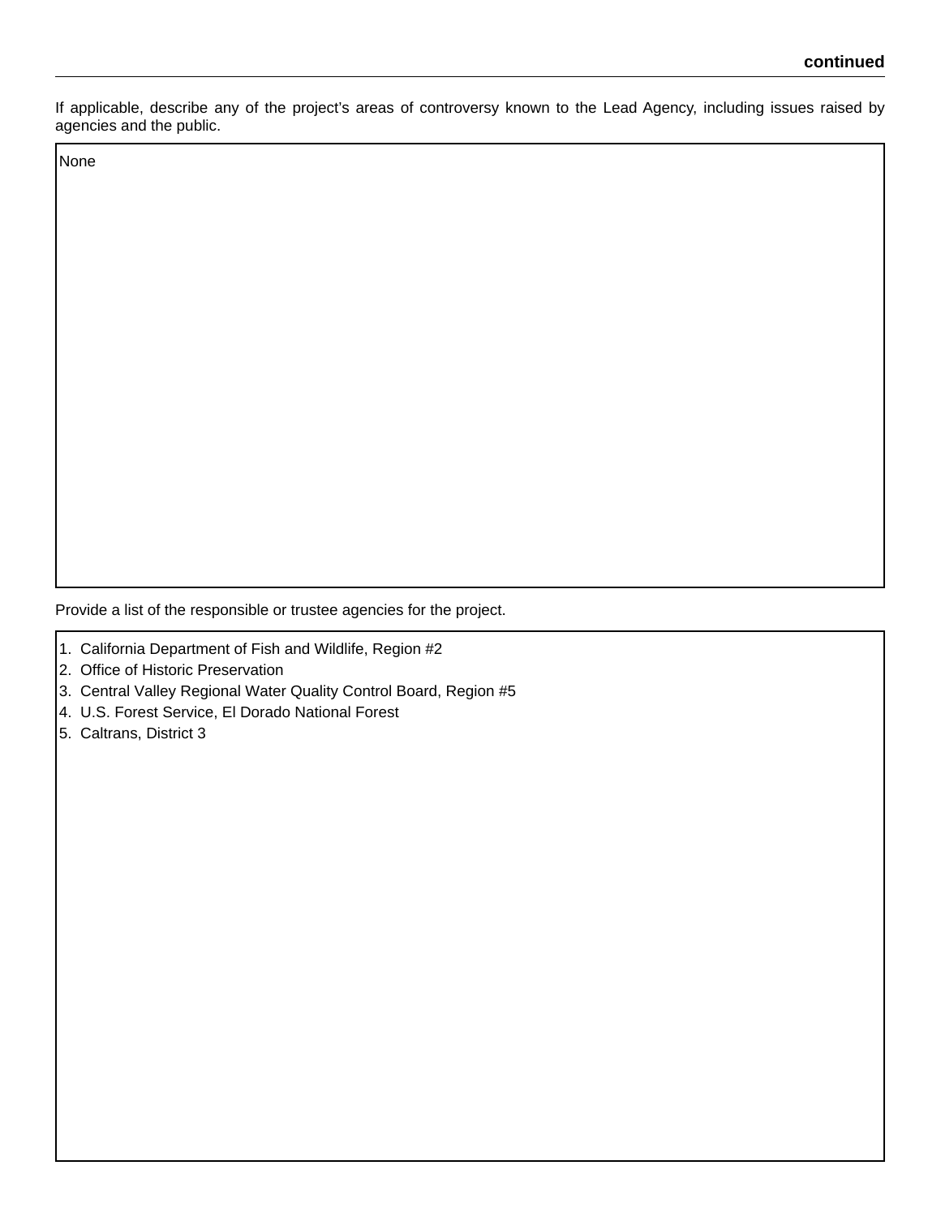**continued**

If applicable, describe any of the project's areas of controversy known to the Lead Agency, including issues raised by agencies and the public.

None

Provide a list of the responsible or trustee agencies for the project.

1. California Department of Fish and Wildlife, Region #2
2. Office of Historic Preservation
3. Central Valley Regional Water Quality Control Board, Region #5
4. U.S. Forest Service, El Dorado National Forest
5. Caltrans, District 3